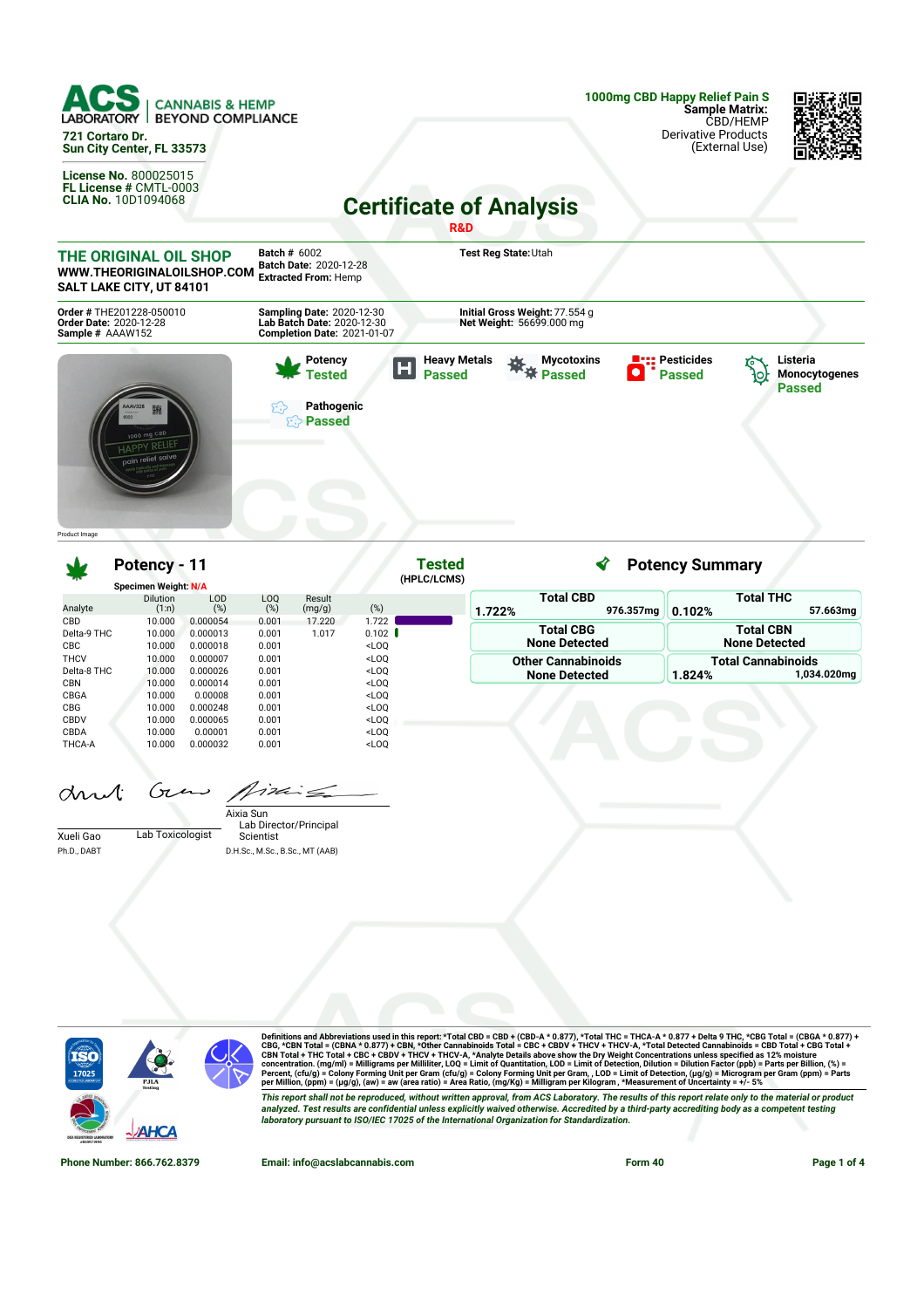ACS LABORATORY | CANNABIS & HEMP BEYOND COMPLIANCE

721 Cortaro Dr.
Sun City Center, FL 33573

License No. 800025015
FL License # CMTL-0003
CLIA No. 10D1094068

**1000mg CBD Happy Relief Pain S**
**Sample Matrix:** CBD/HEMP Derivative Products (External Use)

# Certificate of Analysis

R&D

**THE ORIGINAL OIL SHOP**
WWW.THEORIGINALOILSHOP.COM
SALT LAKE CITY, UT 84101

**Batch #** 6002
**Batch Date:** 2020-12-28
**Extracted From:** Hemp

**Test Reg State:** Utah

**Order #** THE201228-050010
**Order Date:** 2020-12-28
**Sample #** AAAW152

**Sampling Date:** 2020-12-30
**Lab Batch Date:** 2020-12-30
**Completion Date:** 2021-01-07

**Initial Gross Weight:** 77.554 g
**Net Weight:** 56699.000 mg

Product Image

| Test | Status |
|---|---|
| Potency | Tested |
| Heavy Metals | Passed |
| Mycotoxins | Passed |
| Pesticides | Passed |
| Listeria Monocytogenes | Passed |
| Pathogenic | Passed |

## Potency - 11

**Tested** (HPLC/LCMS)

Specimen Weight: N/A

| Analyte | Dilution (1:n) | LOD (%) | LOQ (%) | Result (mg/g) | (%) |
|---|---|---|---|---|---|
| CBD | 10.000 | 0.000054 | 0.001 | 17.220 | 1.722 |
| Delta-9 THC | 10.000 | 0.000013 | 0.001 | 1.017 | 0.102 |
| CBC | 10.000 | 0.000018 | 0.001 | | <LOQ |
| THCV | 10.000 | 0.000007 | 0.001 | | <LOQ |
| Delta-8 THC | 10.000 | 0.000026 | 0.001 | | <LOQ |
| CBN | 10.000 | 0.000014 | 0.001 | | <LOQ |
| CBGA | 10.000 | 0.00008 | 0.001 | | <LOQ |
| CBG | 10.000 | 0.000248 | 0.001 | | <LOQ |
| CBDV | 10.000 | 0.000065 | 0.001 | | <LOQ |
| CBDA | 10.000 | 0.00001 | 0.001 | | <LOQ |
| THCA-A | 10.000 | 0.000032 | 0.001 | | <LOQ |

## Potency Summary

| | |
|---|---|
| **Total CBD**: 1.722% — 976.357mg | **Total THC**: 0.102% — 57.663mg |
| **Total CBG**: None Detected | **Total CBN**: None Detected |
| **Other Cannabinoids**: None Detected | **Total Cannabinoids**: 1.824% — 1,034.020mg |

Xueli Gao, Ph.D., DABT — Lab Toxicologist

Aixia Sun, D.H.Sc., M.Sc., B.Sc., MT (AAB) — Lab Director/Principal Scientist

Definitions and Abbreviations used in this report: *Total CBD = CBD + (CBD-A * 0.877), *Total THC = THCA-A * 0.877 + Delta 9 THC, *CBG Total = (CBGA * 0.877) + CBG, *CBN Total = (CBNA * 0.877) + CBN, *Other Cannabinoids Total = CBC + CBDV + THCV + THCV-A, *Total Detected Cannabinoids = CBD Total + CBG Total + CBN Total + THC Total + CBC + CBDV + THCV + THCV-A, *Analyte Details above show the Dry Weight Concentrations unless specified as 12% moisture concentration. (mg/ml) = Milligrams per Milliliter, LOQ = Limit of Quantitation, LOD = Limit of Detection, Dilution = Dilution Factor (ppb) = Parts per Billion, (%) = Percent, (cfu/g) = Colony Forming Unit per Gram (cfu/g) = Colony Forming Unit per Gram, , LOD = Limit of Detection, (µg/g) = Microgram per Gram (ppm) = Parts per Million, (ppm) = (µg/g), (aw) = aw (area ratio) = Area Ratio, (mg/Kg) = Milligram per Kilogram , *Measurement of Uncertainty = +/- 5%

*This report shall not be reproduced, without written approval, from ACS Laboratory. The results of this report relate only to the material or product analyzed. Test results are confidential unless explicitly waived otherwise. Accredited by a third-party accrediting body as a competent testing laboratory pursuant to ISO/IEC 17025 of the International Organization for Standardization.*

Phone Number: 866.762.8379 | Email: info@acslabcannabis.com | Form 40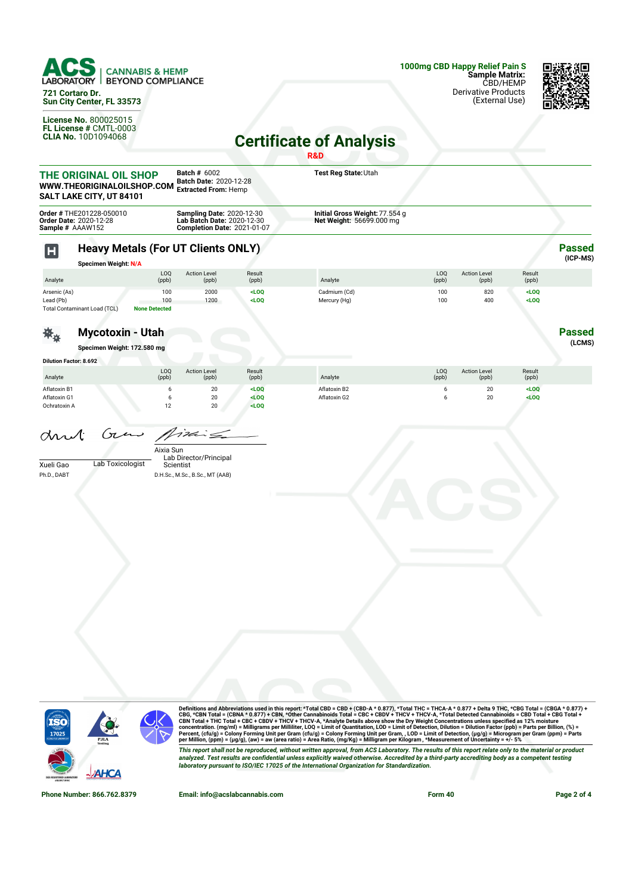ACS LABORATORY | CANNABIS & HEMP BEYOND COMPLIANCE

721 Cortaro Dr.
Sun City Center, FL 33573

**License No.** 800025015
**FL License #** CMTL-0003
**CLIA No.** 10D1094068

**1000mg CBD Happy Relief Pain S**
**Sample Matrix:** CBD/HEMP Derivative Products (External Use)

# Certificate of Analysis

**R&D**

**THE ORIGINAL OIL SHOP**
**WWW.THEORIGINALOILSHOP.COM**
**SALT LAKE CITY, UT 84101**

**Batch #** 6002
**Batch Date:** 2020-12-28
**Extracted From:** Hemp

**Test Reg State:** Utah

**Order #** THE201228-050010
**Order Date:** 2020-12-28
**Sample #** AAAW152

**Sampling Date:** 2020-12-30
**Lab Batch Date:** 2020-12-30
**Completion Date:** 2021-01-07

**Initial Gross Weight:** 77.554 g
**Net Weight:** 56699.000 mg

## Heavy Metals (For UT Clients ONLY)

**Passed** (ICP-MS)

**Specimen Weight:** N/A

| Analyte | LOQ (ppb) | Action Level (ppb) | Result (ppb) |
|---|---|---|---|
| Arsenic (As) | 100 | 2000 | <LOQ |
| Lead (Pb) | 100 | 1200 | <LOQ |
| Cadmium (Cd) | 100 | 820 | <LOQ |
| Mercury (Hg) | 100 | 400 | <LOQ |
| Total Contaminant Load (TCL) | None Detected | | |

## Mycotoxin - Utah

**Passed** (LCMS)

**Specimen Weight:** 172.580 mg

**Dilution Factor:** 8.692

| Analyte | LOQ (ppb) | Action Level (ppb) | Result (ppb) |
|---|---|---|---|
| Aflatoxin B1 | 6 | 20 | <LOQ |
| Aflatoxin G1 | 6 | 20 | <LOQ |
| Ochratoxin A | 12 | 20 | <LOQ |
| Aflatoxin B2 | 6 | 20 | <LOQ |
| Aflatoxin G2 | 6 | 20 | <LOQ |

Xueli Gao, Ph.D., DABT — Lab Toxicologist

Aixia Sun, D.H.Sc., M.Sc., B.Sc., MT (AAB) — Lab Director/Principal Scientist

Definitions and Abbreviations used in this report: *Total CBD = CBD + (CBD-A * 0.877), *Total THC = THCA-A * 0.877 + Delta 9 THC, *CBG Total = (CBGA * 0.877) + CBG, *CBN Total = (CBNA * 0.877) + CBN, *Other Cannabinoids Total = CBC + CBDV + THCV + THCV-A, *Total Detected Cannabinoids = CBD Total + CBG Total + CBN Total + THC Total + CBC + CBDV + THCV + THCV-A, *Analyte Details above show the Dry Weight Concentrations unless specified as 12% moisture concentration. (mg/ml) = Milligrams per Milliliter, LOQ = Limit of Quantitation, LOD = Limit of Detection, Dilution = Dilution Factor (ppb) = Parts per Billion, (%) = Percent, (cfu/g) = Colony Forming Unit per Gram (cfu/g) = Colony Forming Unit per Gram, , LOD = Limit of Detection, (µg/g) = Microgram per Gram (ppm) = Parts per Million, (ppm) = (µg/g), (aw) = aw (area ratio) = Area Ratio, (mg/Kg) = Milligram per Kilogram , *Measurement of Uncertainty = +/- 5%

*This report shall not be reproduced, without written approval, from ACS Laboratory. The results of this report relate only to the material or product analyzed. Test results are confidential unless explicitly waived otherwise. Accredited by a third-party accrediting body as a competent testing laboratory pursuant to ISO/IEC 17025 of the International Organization for Standardization.*

Phone Number: 866.762.8379 | Email: info@acslabcannabis.com | Form 40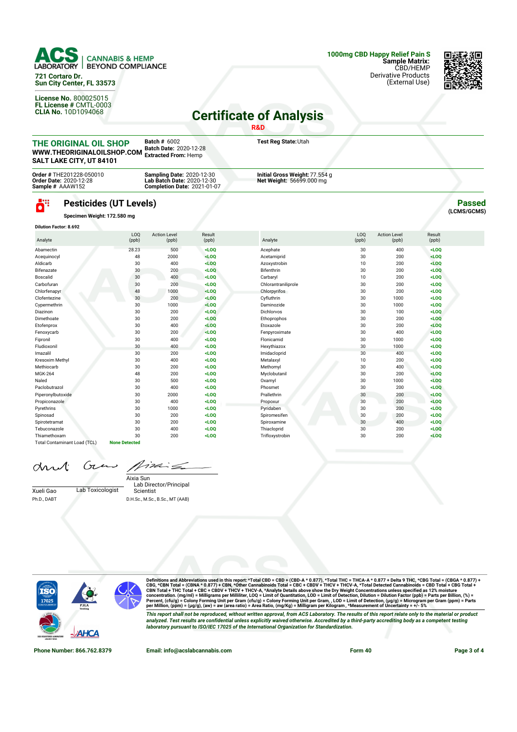**ACS LABORATORY | CANNABIS & HEMP BEYOND COMPLIANCE**

**721 Cortaro Dr.**
**Sun City Center, FL 33573**

**License No.** 800025015
**FL License #** CMTL-0003
**CLIA No.** 10D1094068

**1000mg CBD Happy Relief Pain S**
**Sample Matrix:** CBD/HEMP
Derivative Products
(External Use)

# Certificate of Analysis

**R&D**

**THE ORIGINAL OIL SHOP**
**WWW.THEORIGINALOILSHOP.COM**
**SALT LAKE CITY, UT 84101**

**Batch #** 6002
**Batch Date:** 2020-12-28
**Extracted From:** Hemp

**Test Reg State:** Utah

**Order #** THE201228-050010
**Order Date:** 2020-12-28
**Sample #** AAAW152

**Sampling Date:** 2020-12-30
**Lab Batch Date:** 2020-12-30
**Completion Date:** 2021-01-07

**Initial Gross Weight:** 77.554 g
**Net Weight:** 56699.000 mg

## Pesticides (UT Levels)

**Passed** (LCMS/GCMS)

**Specimen Weight: 172.580 mg**

**Dilution Factor: 8.692**

| Analyte | LOQ (ppb) | Action Level (ppb) | Result (ppb) | Analyte | LOQ (ppb) | Action Level (ppb) | Result (ppb) |
|---|---|---|---|---|---|---|---|
| Abamectin | 28.23 | 500 | <LOQ | Acephate | 30 | 400 | <LOQ |
| Acequinocyl | 48 | 2000 | <LOQ | Acetamiprid | 30 | 200 | <LOQ |
| Aldicarb | 30 | 400 | <LOQ | Azoxystrobin | 10 | 200 | <LOQ |
| Bifenazate | 30 | 200 | <LOQ | Bifenthrin | 30 | 200 | <LOQ |
| Boscalid | 30 | 400 | <LOQ | Carbaryl | 10 | 200 | <LOQ |
| Carbofuran | 30 | 200 | <LOQ | Chlorantraniliprole | 30 | 200 | <LOQ |
| Chlorfenapyr | 48 | 1000 | <LOQ | Chlorpyrifos | 30 | 200 | <LOQ |
| Clofentezine | 30 | 200 | <LOQ | Cyfluthrin | 30 | 1000 | <LOQ |
| Cypermethrin | 30 | 1000 | <LOQ | Daminozide | 30 | 1000 | <LOQ |
| Diazinon | 30 | 200 | <LOQ | Dichlorvos | 30 | 100 | <LOQ |
| Dimethoate | 30 | 200 | <LOQ | Ethoprophos | 30 | 200 | <LOQ |
| Etofenprox | 30 | 400 | <LOQ | Etoxazole | 30 | 200 | <LOQ |
| Fenoxycarb | 30 | 200 | <LOQ | Fenpyroximate | 30 | 400 | <LOQ |
| Fipronil | 30 | 400 | <LOQ | Flonicamid | 30 | 1000 | <LOQ |
| Fludioxonil | 30 | 400 | <LOQ | Hexythiazox | 30 | 1000 | <LOQ |
| Imazalil | 30 | 200 | <LOQ | Imidacloprid | 30 | 400 | <LOQ |
| Kresoxim Methyl | 30 | 400 | <LOQ | Metalaxyl | 10 | 200 | <LOQ |
| Methiocarb | 30 | 200 | <LOQ | Methomyl | 30 | 400 | <LOQ |
| MGK-264 | 48 | 200 | <LOQ | Myclobutanil | 30 | 200 | <LOQ |
| Naled | 30 | 500 | <LOQ | Oxamyl | 30 | 1000 | <LOQ |
| Paclobutrazol | 30 | 400 | <LOQ | Phosmet | 30 | 200 | <LOQ |
| Piperonylbutoxide | 30 | 2000 | <LOQ | Prallethrin | 30 | 200 | <LOQ |
| Propiconazole | 30 | 400 | <LOQ | Propoxur | 30 | 200 | <LOQ |
| Pyrethrins | 30 | 1000 | <LOQ | Pyridaben | 30 | 200 | <LOQ |
| Spinosad | 30 | 200 | <LOQ | Spiromesifen | 30 | 200 | <LOQ |
| Spirotetramat | 30 | 200 | <LOQ | Spiroxamine | 30 | 400 | <LOQ |
| Tebuconazole | 30 | 400 | <LOQ | Thiacloprid | 30 | 200 | <LOQ |
| Thiamethoxam | 30 | 200 | <LOQ | Trifloxystrobin | 30 | 200 | <LOQ |
| Total Contaminant Load (TCL) | None Detected | | | | | | |

Xueli Gao — Lab Toxicologist
Ph.D., DABT

Aixia Sun — Lab Director/Principal Scientist
D.H.Sc., M.Sc., B.Sc., MT (AAB)

**Definitions and Abbreviations used in this report:** *Total CBD = CBD + (CBD-A * 0.877), *Total THC = THCA-A * 0.877 + Delta 9 THC, *CBG Total = (CBGA * 0.877) + CBG, *CBN Total = (CBNA * 0.877) + CBN, *Other Cannabinoids Total = CBC + CBDV + THCV + THCV-A, *Total Detected Cannabinoids = CBD Total + CBG Total + CBN Total + THC Total + CBC + CBDV + THCV + THCV-A, *Analyte Details above show the Dry Weight Concentrations unless specified as 12% moisture concentration. (mg/ml) = Milligrams per Milliliter, LOQ = Limit of Quantitation, LOD = Limit of Detection, Dilution = Dilution Factor (ppb) = Parts per Billion, (%) = Percent, (cfu/g) = Colony Forming Unit per Gram (cfu/g) = Colony Forming Unit per Gram, , LOD = Limit of Detection, (µg/g) = Microgram per Gram (ppm) = Parts per Million, (ppm) = (µg/g), (aw) = aw (area ratio) = Area Ratio, (mg/Kg) = Milligram per Kilogram , *Measurement of Uncertainty = +/- 5%

*This report shall not be reproduced, without written approval, from ACS Laboratory. The results of this report relate only to the material or product analyzed. Test results are confidential unless explicitly waived otherwise. Accredited by a third-party accrediting body as a competent testing laboratory pursuant to ISO/IEC 17025 of the International Organization for Standardization.*

**Phone Number: 866.762.8379** | **Email: info@acslabcannabis.com** | **Form 40**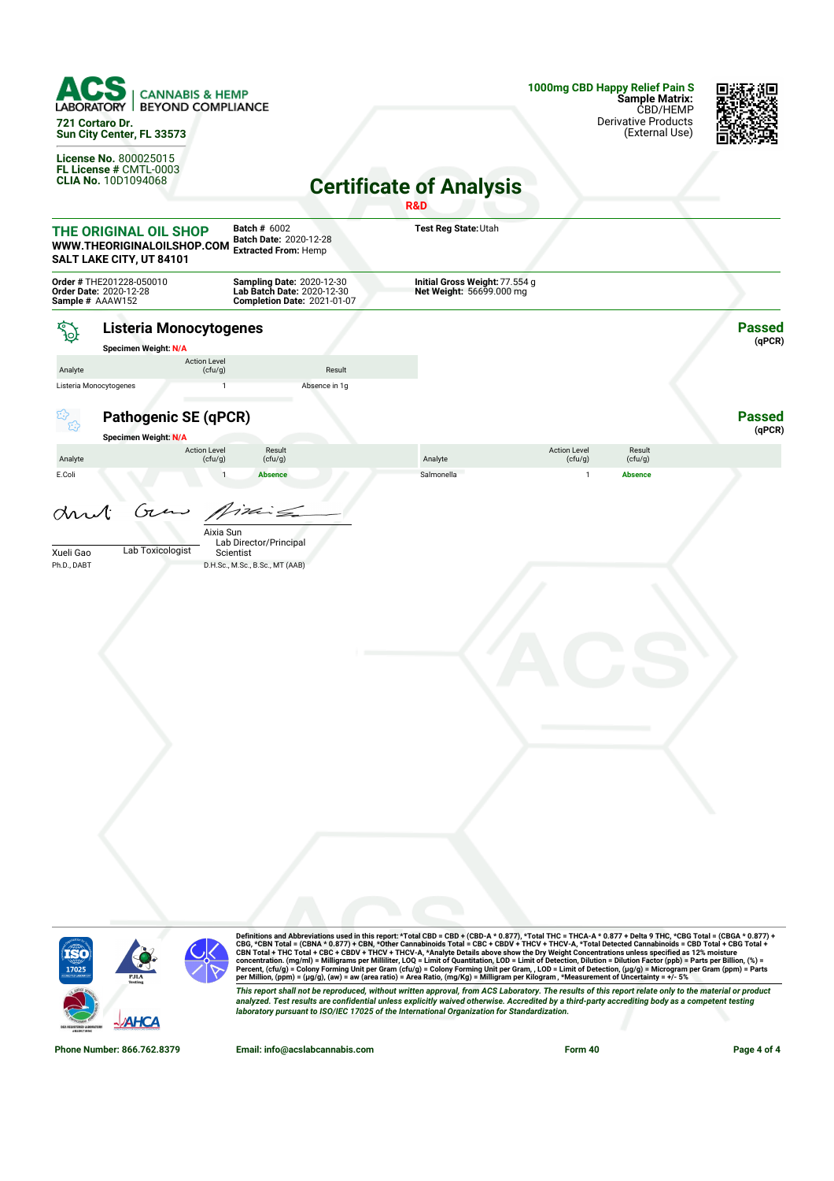**ACS LABORATORY** | CANNABIS & HEMP BEYOND COMPLIANCE

**721 Cortaro Dr.**
**Sun City Center, FL 33573**

**License No.** 800025015
**FL License #** CMTL-0003
**CLIA No.** 10D1094068

**1000mg CBD Happy Relief Pain S**
**Sample Matrix:**
CBD/HEMP
Derivative Products
(External Use)

# Certificate of Analysis

**R&D**

| | | |
|---|---|---|
| **THE ORIGINAL OIL SHOP**<br>**WWW.THEORIGINALOILSHOP.COM**<br>**SALT LAKE CITY, UT 84101** | **Batch #** 6002<br>**Batch Date:** 2020-12-28<br>**Extracted From:** Hemp | **Test Reg State:** Utah |
| **Order #** THE201228-050010<br>**Order Date:** 2020-12-28<br>**Sample #** AAAW152 | **Sampling Date:** 2020-12-30<br>**Lab Batch Date:** 2020-12-30<br>**Completion Date:** 2021-01-07 | **Initial Gross Weight:** 77.554 g<br>**Net Weight:** 56699.000 mg |

## Listeria Monocytogenes

**Passed** (qPCR)

**Specimen Weight:** N/A

| Analyte | Action Level (cfu/g) | Result |
|---|---|---|
| Listeria Monocytogenes | 1 | Absence in 1g |

## Pathogenic SE (qPCR)

**Passed** (qPCR)

**Specimen Weight:** N/A

| Analyte | Action Level (cfu/g) | Result (cfu/g) | Analyte | Action Level (cfu/g) | Result (cfu/g) |
|---|---|---|---|---|---|
| E.Coli | 1 | **Absence** | Salmonella | 1 | **Absence** |

Xueli Gao, Ph.D., DABT — Lab Toxicologist

Aixia Sun, D.H.Sc., M.Sc., B.Sc., MT (AAB) — Lab Director/Principal Scientist

**Definitions and Abbreviations used in this report:** *Total CBD = CBD + (CBD-A * 0.877), *Total THC = THCA-A * 0.877 + Delta 9 THC, *CBG Total = (CBGA * 0.877) + CBG, *CBN Total = (CBNA * 0.877) + CBN, *Other Cannabinoids Total = CBC + CBDV + THCV + THCV-A, *Total Detected Cannabinoids = CBD Total + CBG Total + CBN Total + THC Total + CBC + CBDV + THCV + THCV-A, *Analyte Details above show the Dry Weight Concentrations unless specified as 12% moisture concentration. (mg/ml) = Milligrams per Milliliter, LOQ = Limit of Quantitation, LOD = Limit of Detection, Dilution = Dilution Factor (ppb) = Parts per Billion, (%) = Percent, (cfu/g) = Colony Forming Unit per Gram (cfu/g) = Colony Forming Unit per Gram, , LOD = Limit of Detection, (µg/g) = Microgram per Gram (ppm) = Parts per Million, (ppm) = (µg/g), (aw) = aw (area ratio) = Area Ratio, (mg/Kg) = Milligram per Kilogram , *Measurement of Uncertainty = +/- 5%

*This report shall not be reproduced, without written approval, from ACS Laboratory. The results of this report relate only to the material or product analyzed. Test results are confidential unless explicitly waived otherwise. Accredited by a third-party accrediting body as a competent testing laboratory pursuant to ISO/IEC 17025 of the International Organization for Standardization.*

**Phone Number:** 866.762.8379 **Email:** info@acslabcannabis.com Form 40